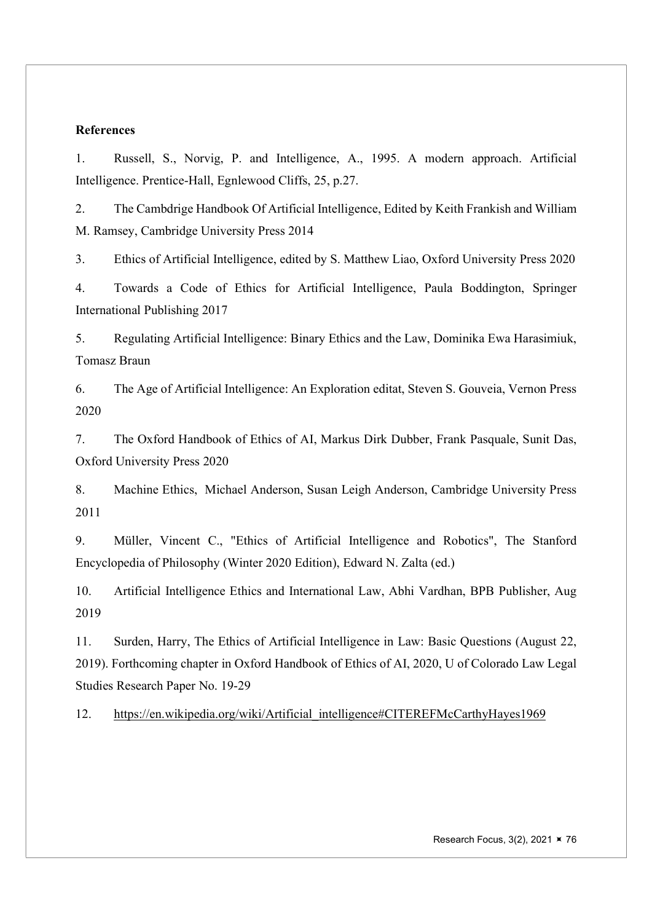**References**

1. Russell, S., Norvig, P. and Intelligence, A., 1995. A modern approach. Artificial Intelligence. Prentice-Hall, Egnlewood Cliffs, 25, p.27.

2. The Cambdrige Handbook Of Artificial Intelligence, Edited by Keith Frankish and William M. Ramsey, Cambridge University Press 2014

3. Ethics of Artificial Intelligence, edited by S. Matthew Liao, Oxford University Press 2020

4. Towards a Code of Ethics for Artificial Intelligence, Paula Boddington, Springer International Publishing 2017

5. Regulating Artificial Intelligence: Binary Ethics and the Law, Dominika Ewa Harasimiuk, Tomasz Braun

6. The Age of Artificial Intelligence: An Exploration editat, Steven S. Gouveia, Vernon Press 2020

7. The Oxford Handbook of Ethics of AI, Markus Dirk Dubber, Frank Pasquale, Sunit Das, Oxford University Press 2020

8. Machine Ethics, Michael Anderson, Susan Leigh Anderson, Cambridge University Press 2011

9. Müller, Vincent C., "Ethics of Artificial Intelligence and Robotics", The Stanford Encyclopedia of Philosophy (Winter 2020 Edition), Edward N. Zalta (ed.)

10. Artificial Intelligence Ethics and International Law, Abhi Vardhan, BPB Publisher, Aug 2019

11. Surden, Harry, The Ethics of Artificial Intelligence in Law: Basic Questions (August 22, 2019). Forthcoming chapter in Oxford Handbook of Ethics of AI, 2020, U of Colorado Law Legal Studies Research Paper No. 19-29

12. https://en.wikipedia.org/wiki/Artificial_intelligence#CITEREFMcCarthyHayes1969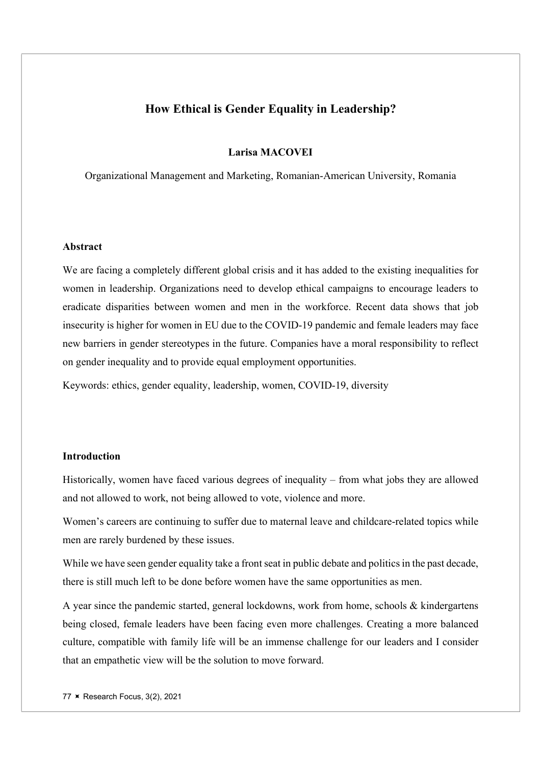# How Ethical is Gender Equality in Leadership?

**Larisa MACOVEI**

Organizational Management and Marketing, Romanian-American University, Romania

## Abstract

We are facing a completely different global crisis and it has added to the existing inequalities for women in leadership. Organizations need to develop ethical campaigns to encourage leaders to eradicate disparities between women and men in the workforce. Recent data shows that job insecurity is higher for women in EU due to the COVID-19 pandemic and female leaders may face new barriers in gender stereotypes in the future. Companies have a moral responsibility to reflect on gender inequality and to provide equal employment opportunities.

Keywords: ethics, gender equality, leadership, women, COVID-19, diversity

## Introduction

Historically, women have faced various degrees of inequality – from what jobs they are allowed and not allowed to work, not being allowed to vote, violence and more.

Women's careers are continuing to suffer due to maternal leave and childcare-related topics while men are rarely burdened by these issues.

While we have seen gender equality take a front seat in public debate and politics in the past decade, there is still much left to be done before women have the same opportunities as men.

A year since the pandemic started, general lockdowns, work from home, schools & kindergartens being closed, female leaders have been facing even more challenges. Creating a more balanced culture, compatible with family life will be an immense challenge for our leaders and I consider that an empathetic view will be the solution to move forward.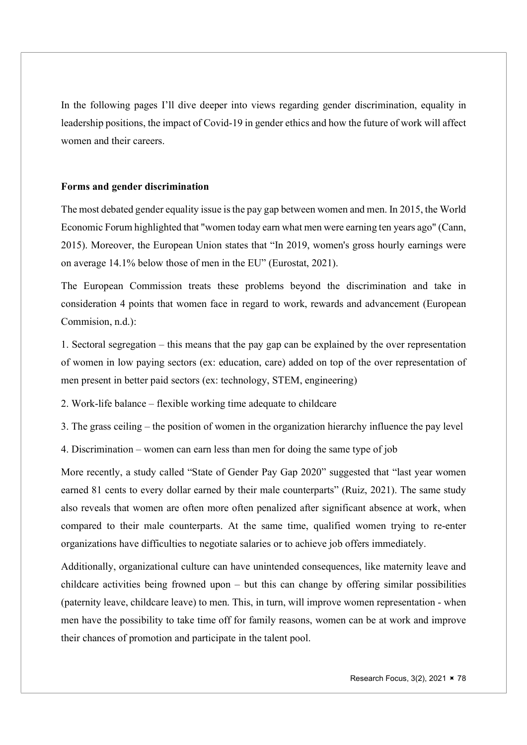In the following pages I'll dive deeper into views regarding gender discrimination, equality in leadership positions, the impact of Covid-19 in gender ethics and how the future of work will affect women and their careers.

**Forms and gender discrimination**

The most debated gender equality issue is the pay gap between women and men. In 2015, the World Economic Forum highlighted that "women today earn what men were earning ten years ago" (Cann, 2015). Moreover, the European Union states that "In 2019, women's gross hourly earnings were on average 14.1% below those of men in the EU" (Eurostat, 2021).

The European Commission treats these problems beyond the discrimination and take in consideration 4 points that women face in regard to work, rewards and advancement (European Commision, n.d.):

1. Sectoral segregation – this means that the pay gap can be explained by the over representation of women in low paying sectors (ex: education, care) added on top of the over representation of men present in better paid sectors (ex: technology, STEM, engineering)

2. Work-life balance – flexible working time adequate to childcare

3. The grass ceiling – the position of women in the organization hierarchy influence the pay level

4. Discrimination – women can earn less than men for doing the same type of job

More recently, a study called "State of Gender Pay Gap 2020" suggested that "last year women earned 81 cents to every dollar earned by their male counterparts" (Ruiz, 2021). The same study also reveals that women are often more often penalized after significant absence at work, when compared to their male counterparts. At the same time, qualified women trying to re-enter organizations have difficulties to negotiate salaries or to achieve job offers immediately.

Additionally, organizational culture can have unintended consequences, like maternity leave and childcare activities being frowned upon – but this can change by offering similar possibilities (paternity leave, childcare leave) to men. This, in turn, will improve women representation - when men have the possibility to take time off for family reasons, women can be at work and improve their chances of promotion and participate in the talent pool.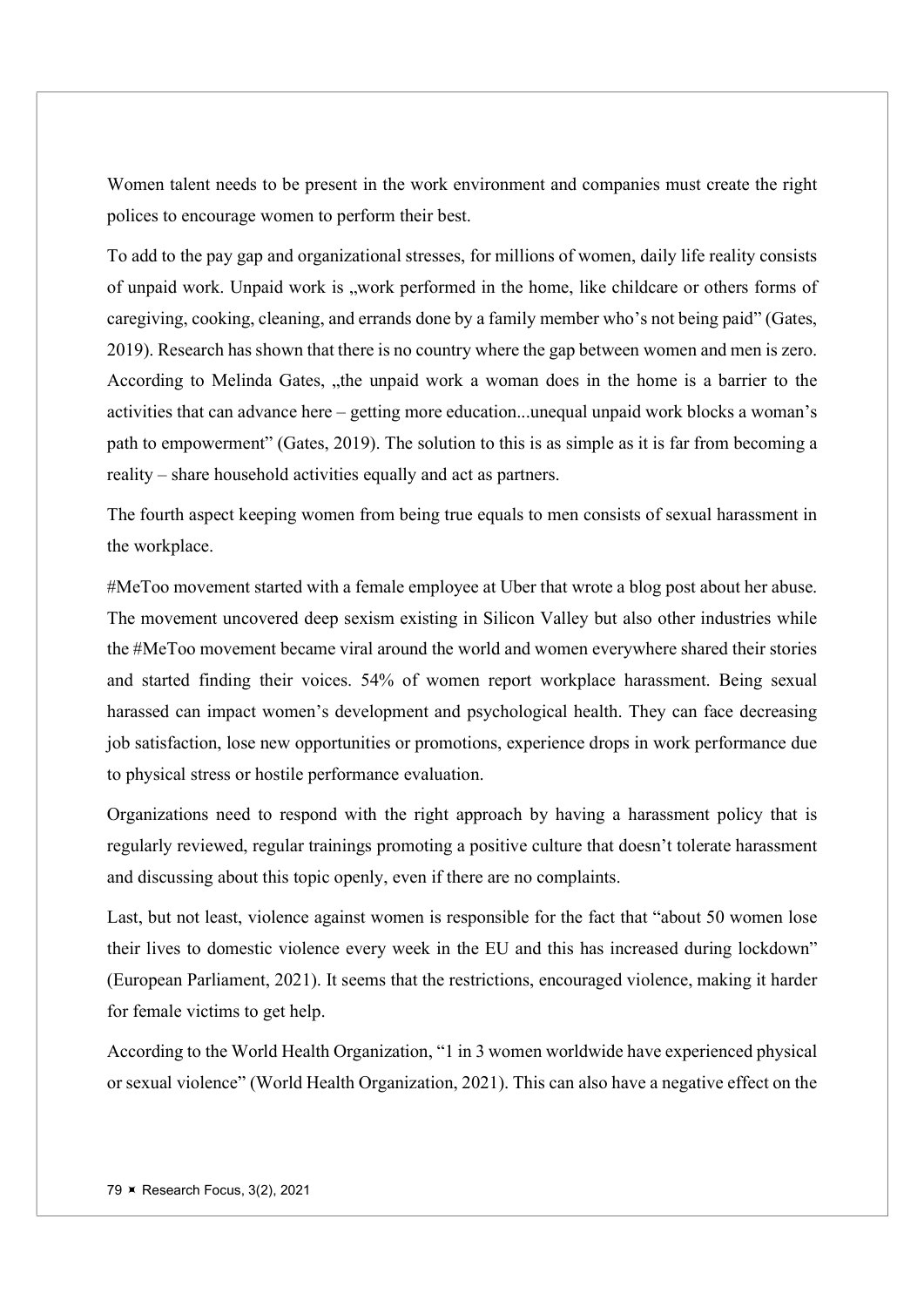Women talent needs to be present in the work environment and companies must create the right polices to encourage women to perform their best.

To add to the pay gap and organizational stresses, for millions of women, daily life reality consists of unpaid work. Unpaid work is „work performed in the home, like childcare or others forms of caregiving, cooking, cleaning, and errands done by a family member who's not being paid" (Gates, 2019). Research has shown that there is no country where the gap between women and men is zero. According to Melinda Gates, „the unpaid work a woman does in the home is a barrier to the activities that can advance here – getting more education...unequal unpaid work blocks a woman's path to empowerment" (Gates, 2019). The solution to this is as simple as it is far from becoming a reality – share household activities equally and act as partners.

The fourth aspect keeping women from being true equals to men consists of sexual harassment in the workplace.

#MeToo movement started with a female employee at Uber that wrote a blog post about her abuse. The movement uncovered deep sexism existing in Silicon Valley but also other industries while the #MeToo movement became viral around the world and women everywhere shared their stories and started finding their voices. 54% of women report workplace harassment. Being sexual harassed can impact women's development and psychological health. They can face decreasing job satisfaction, lose new opportunities or promotions, experience drops in work performance due to physical stress or hostile performance evaluation.

Organizations need to respond with the right approach by having a harassment policy that is regularly reviewed, regular trainings promoting a positive culture that doesn't tolerate harassment and discussing about this topic openly, even if there are no complaints.

Last, but not least, violence against women is responsible for the fact that "about 50 women lose their lives to domestic violence every week in the EU and this has increased during lockdown" (European Parliament, 2021). It seems that the restrictions, encouraged violence, making it harder for female victims to get help.

According to the World Health Organization, "1 in 3 women worldwide have experienced physical or sexual violence" (World Health Organization, 2021). This can also have a negative effect on the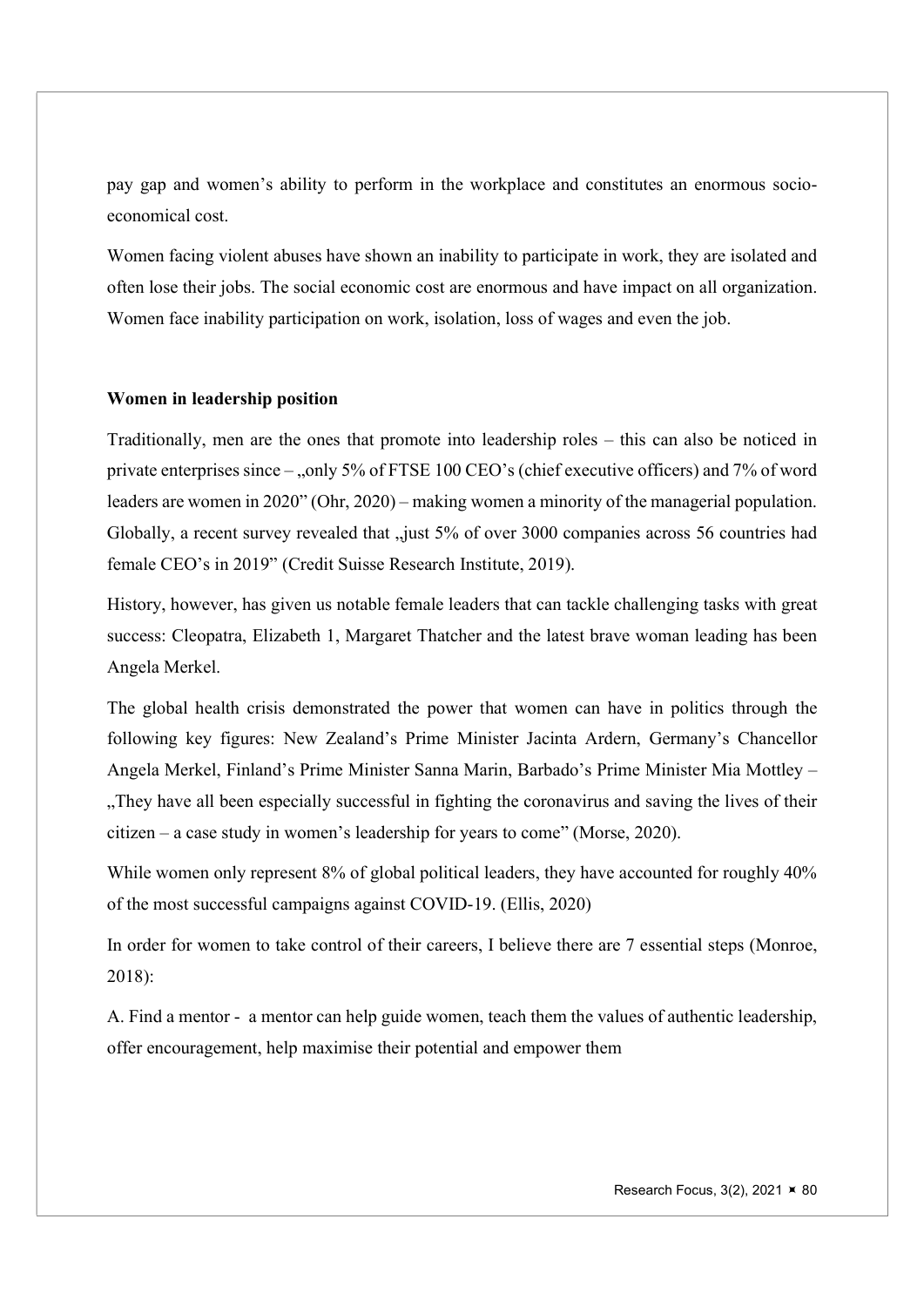pay gap and women's ability to perform in the workplace and constitutes an enormous socio-economical cost.

Women facing violent abuses have shown an inability to participate in work, they are isolated and often lose their jobs. The social economic cost are enormous and have impact on all organization. Women face inability participation on work, isolation, loss of wages and even the job.

**Women in leadership position**

Traditionally, men are the ones that promote into leadership roles – this can also be noticed in private enterprises since – „only 5% of FTSE 100 CEO's (chief executive officers) and 7% of word leaders are women in 2020" (Ohr, 2020) – making women a minority of the managerial population. Globally, a recent survey revealed that „just 5% of over 3000 companies across 56 countries had female CEO's in 2019" (Credit Suisse Research Institute, 2019).

History, however, has given us notable female leaders that can tackle challenging tasks with great success: Cleopatra, Elizabeth 1, Margaret Thatcher and the latest brave woman leading has been Angela Merkel.

The global health crisis demonstrated the power that women can have in politics through the following key figures: New Zealand's Prime Minister Jacinta Ardern, Germany's Chancellor Angela Merkel, Finland's Prime Minister Sanna Marin, Barbado's Prime Minister Mia Mottley – „They have all been especially successful in fighting the coronavirus and saving the lives of their citizen – a case study in women's leadership for years to come" (Morse, 2020).

While women only represent 8% of global political leaders, they have accounted for roughly 40% of the most successful campaigns against COVID-19. (Ellis, 2020)

In order for women to take control of their careers, I believe there are 7 essential steps (Monroe, 2018):

A. Find a mentor - a mentor can help guide women, teach them the values of authentic leadership, offer encouragement, help maximise their potential and empower them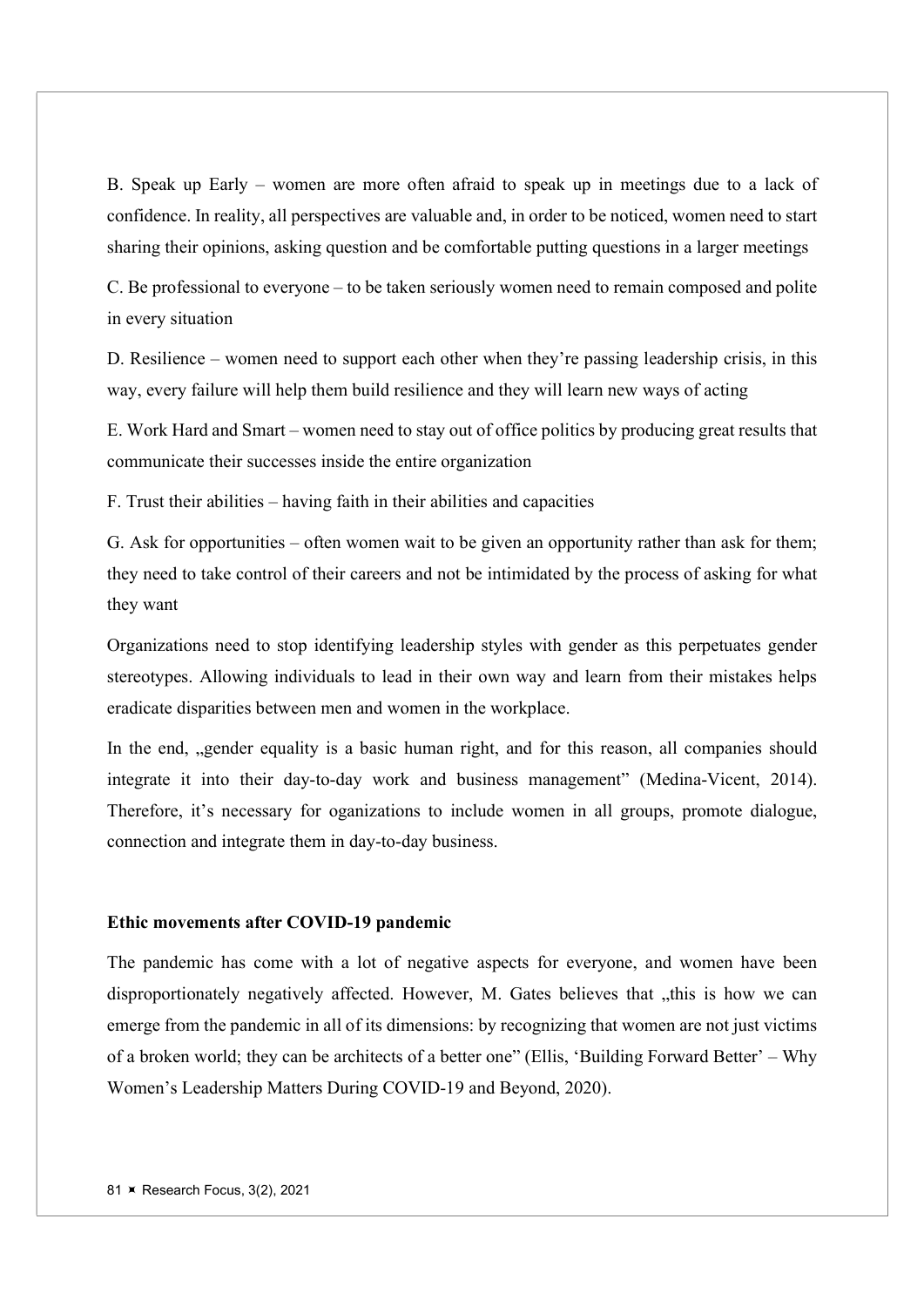B. Speak up Early – women are more often afraid to speak up in meetings due to a lack of confidence. In reality, all perspectives are valuable and, in order to be noticed, women need to start sharing their opinions, asking question and be comfortable putting questions in a larger meetings

C. Be professional to everyone – to be taken seriously women need to remain composed and polite in every situation

D. Resilience – women need to support each other when they're passing leadership crisis, in this way, every failure will help them build resilience and they will learn new ways of acting

E. Work Hard and Smart – women need to stay out of office politics by producing great results that communicate their successes inside the entire organization

F. Trust their abilities – having faith in their abilities and capacities

G. Ask for opportunities – often women wait to be given an opportunity rather than ask for them; they need to take control of their careers and not be intimidated by the process of asking for what they want

Organizations need to stop identifying leadership styles with gender as this perpetuates gender stereotypes. Allowing individuals to lead in their own way and learn from their mistakes helps eradicate disparities between men and women in the workplace.

In the end, „gender equality is a basic human right, and for this reason, all companies should integrate it into their day-to-day work and business management" (Medina-Vicent, 2014). Therefore, it's necessary for oganizations to include women in all groups, promote dialogue, connection and integrate them in day-to-day business.

**Ethic movements after COVID-19 pandemic**

The pandemic has come with a lot of negative aspects for everyone, and women have been disproportionately negatively affected. However, M. Gates believes that „this is how we can emerge from the pandemic in all of its dimensions: by recognizing that women are not just victims of a broken world; they can be architects of a better one" (Ellis, 'Building Forward Better' – Why Women's Leadership Matters During COVID-19 and Beyond, 2020).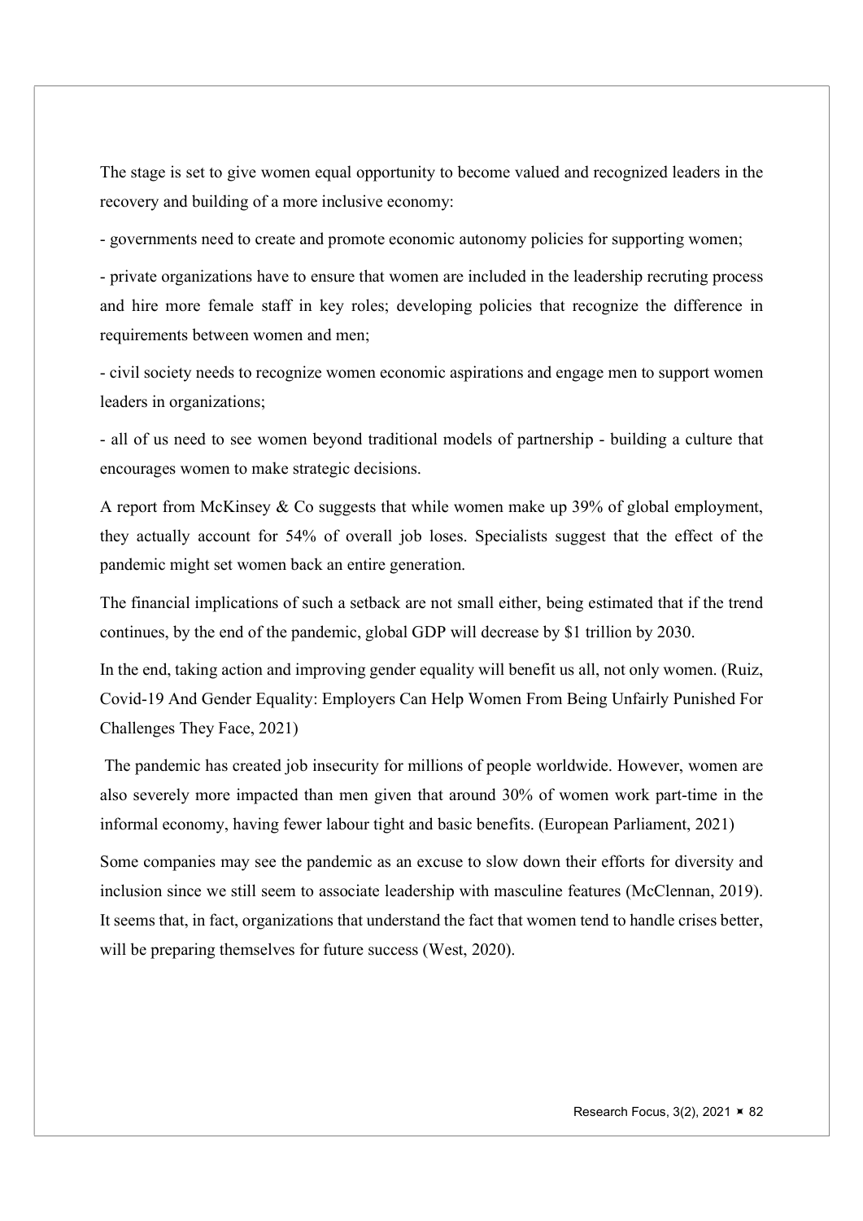The stage is set to give women equal opportunity to become valued and recognized leaders in the recovery and building of a more inclusive economy:

- governments need to create and promote economic autonomy policies for supporting women;

- private organizations have to ensure that women are included in the leadership recruting process and hire more female staff in key roles; developing policies that recognize the difference in requirements between women and men;

- civil society needs to recognize women economic aspirations and engage men to support women leaders in organizations;

- all of us need to see women beyond traditional models of partnership - building a culture that encourages women to make strategic decisions.

A report from McKinsey & Co suggests that while women make up 39% of global employment, they actually account for 54% of overall job loses. Specialists suggest that the effect of the pandemic might set women back an entire generation.

The financial implications of such a setback are not small either, being estimated that if the trend continues, by the end of the pandemic, global GDP will decrease by $1 trillion by 2030.

In the end, taking action and improving gender equality will benefit us all, not only women. (Ruiz, Covid-19 And Gender Equality: Employers Can Help Women From Being Unfairly Punished For Challenges They Face, 2021)

The pandemic has created job insecurity for millions of people worldwide. However, women are also severely more impacted than men given that around 30% of women work part-time in the informal economy, having fewer labour tight and basic benefits. (European Parliament, 2021)

Some companies may see the pandemic as an excuse to slow down their efforts for diversity and inclusion since we still seem to associate leadership with masculine features (McClennan, 2019). It seems that, in fact, organizations that understand the fact that women tend to handle crises better, will be preparing themselves for future success (West, 2020).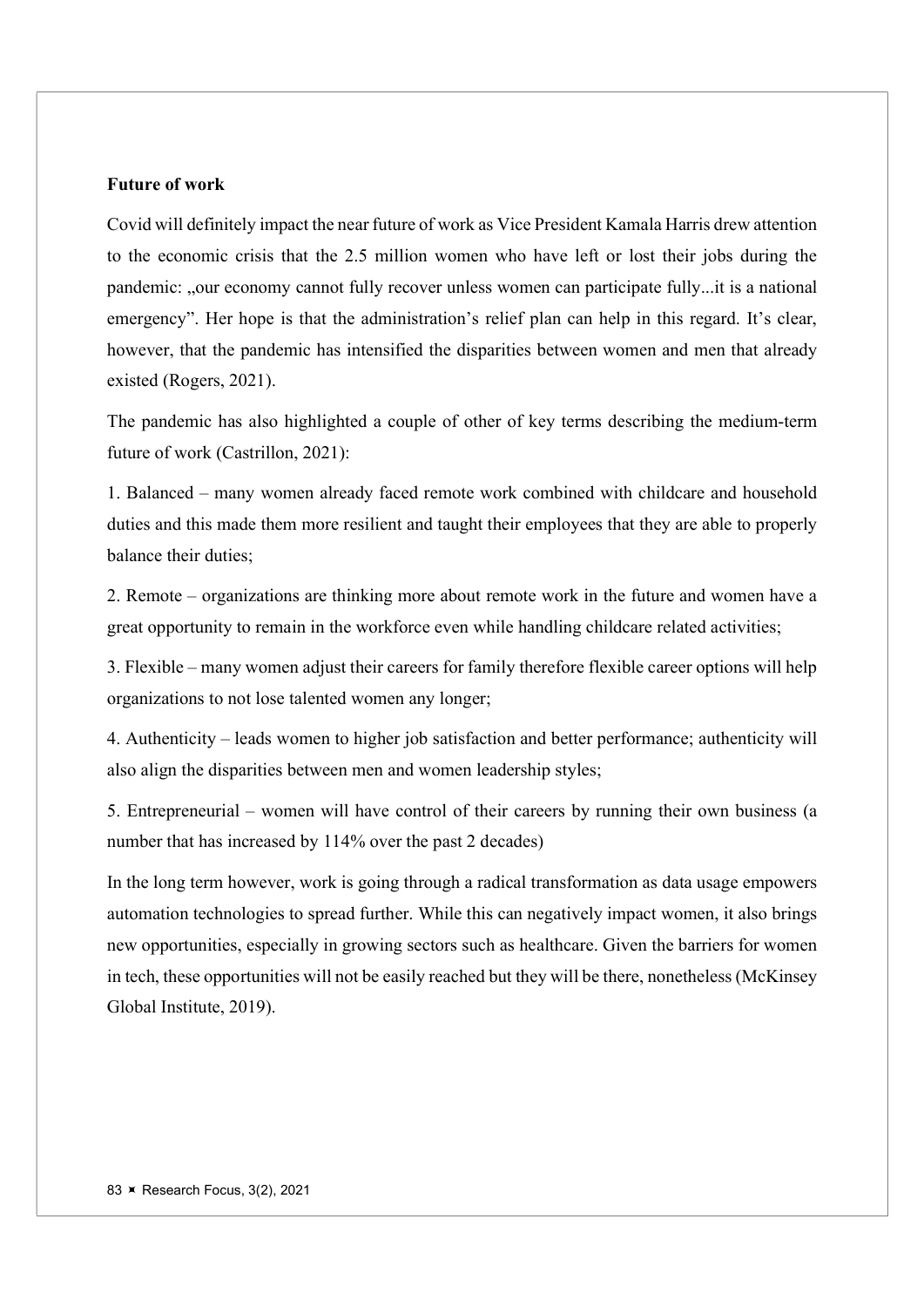**Future of work**

Covid will definitely impact the near future of work as Vice President Kamala Harris drew attention to the economic crisis that the 2.5 million women who have left or lost their jobs during the pandemic: „our economy cannot fully recover unless women can participate fully...it is a national emergency". Her hope is that the administration's relief plan can help in this regard. It's clear, however, that the pandemic has intensified the disparities between women and men that already existed (Rogers, 2021).

The pandemic has also highlighted a couple of other of key terms describing the medium-term future of work (Castrillon, 2021):

1. Balanced – many women already faced remote work combined with childcare and household duties and this made them more resilient and taught their employees that they are able to properly balance their duties;

2. Remote – organizations are thinking more about remote work in the future and women have a great opportunity to remain in the workforce even while handling childcare related activities;

3. Flexible – many women adjust their careers for family therefore flexible career options will help organizations to not lose talented women any longer;

4. Authenticity – leads women to higher job satisfaction and better performance; authenticity will also align the disparities between men and women leadership styles;

5. Entrepreneurial – women will have control of their careers by running their own business (a number that has increased by 114% over the past 2 decades)

In the long term however, work is going through a radical transformation as data usage empowers automation technologies to spread further. While this can negatively impact women, it also brings new opportunities, especially in growing sectors such as healthcare. Given the barriers for women in tech, these opportunities will not be easily reached but they will be there, nonetheless (McKinsey Global Institute, 2019).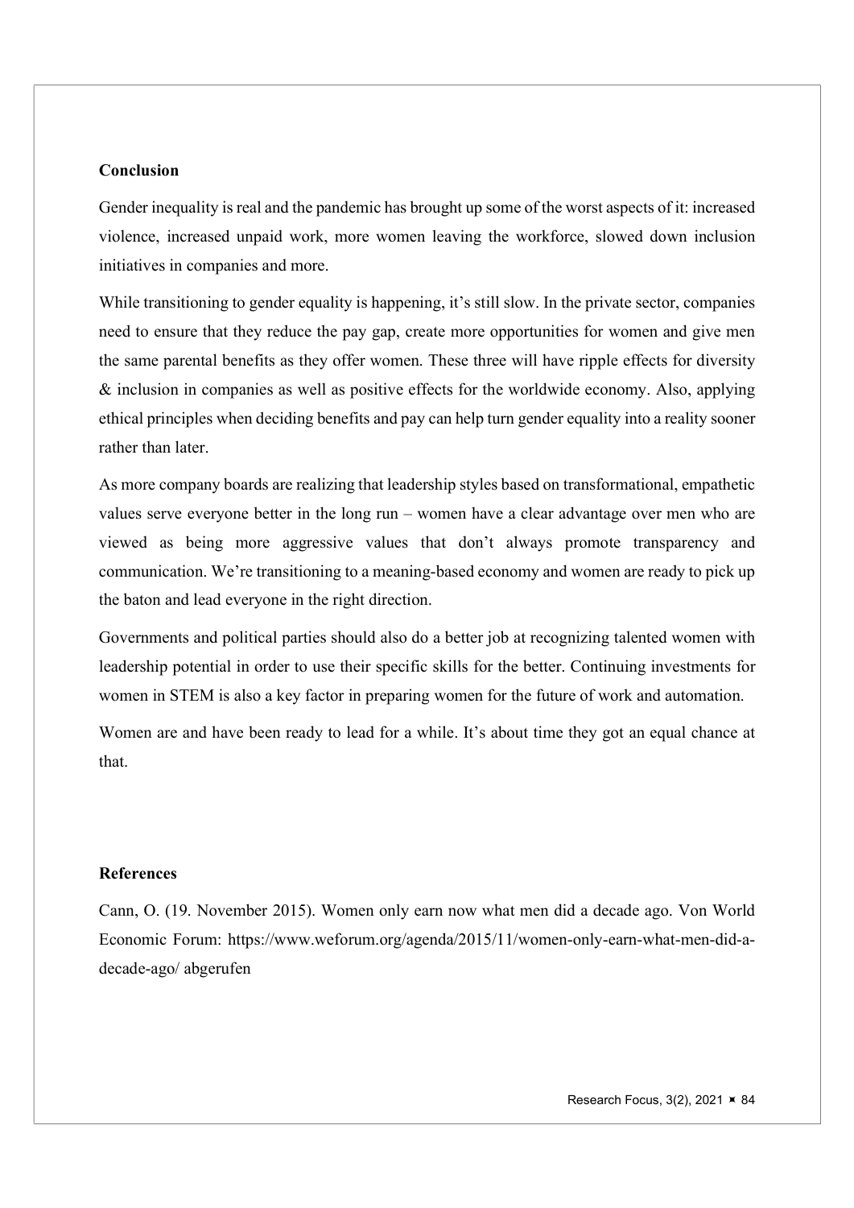## Conclusion

Gender inequality is real and the pandemic has brought up some of the worst aspects of it: increased violence, increased unpaid work, more women leaving the workforce, slowed down inclusion initiatives in companies and more.

While transitioning to gender equality is happening, it's still slow. In the private sector, companies need to ensure that they reduce the pay gap, create more opportunities for women and give men the same parental benefits as they offer women. These three will have ripple effects for diversity & inclusion in companies as well as positive effects for the worldwide economy. Also, applying ethical principles when deciding benefits and pay can help turn gender equality into a reality sooner rather than later.

As more company boards are realizing that leadership styles based on transformational, empathetic values serve everyone better in the long run – women have a clear advantage over men who are viewed as being more aggressive values that don't always promote transparency and communication. We're transitioning to a meaning-based economy and women are ready to pick up the baton and lead everyone in the right direction.

Governments and political parties should also do a better job at recognizing talented women with leadership potential in order to use their specific skills for the better. Continuing investments for women in STEM is also a key factor in preparing women for the future of work and automation.

Women are and have been ready to lead for a while. It's about time they got an equal chance at that.

## References

Cann, O. (19. November 2015). Women only earn now what men did a decade ago. Von World Economic Forum: https://www.weforum.org/agenda/2015/11/women-only-earn-what-men-did-a-decade-ago/ abgerufen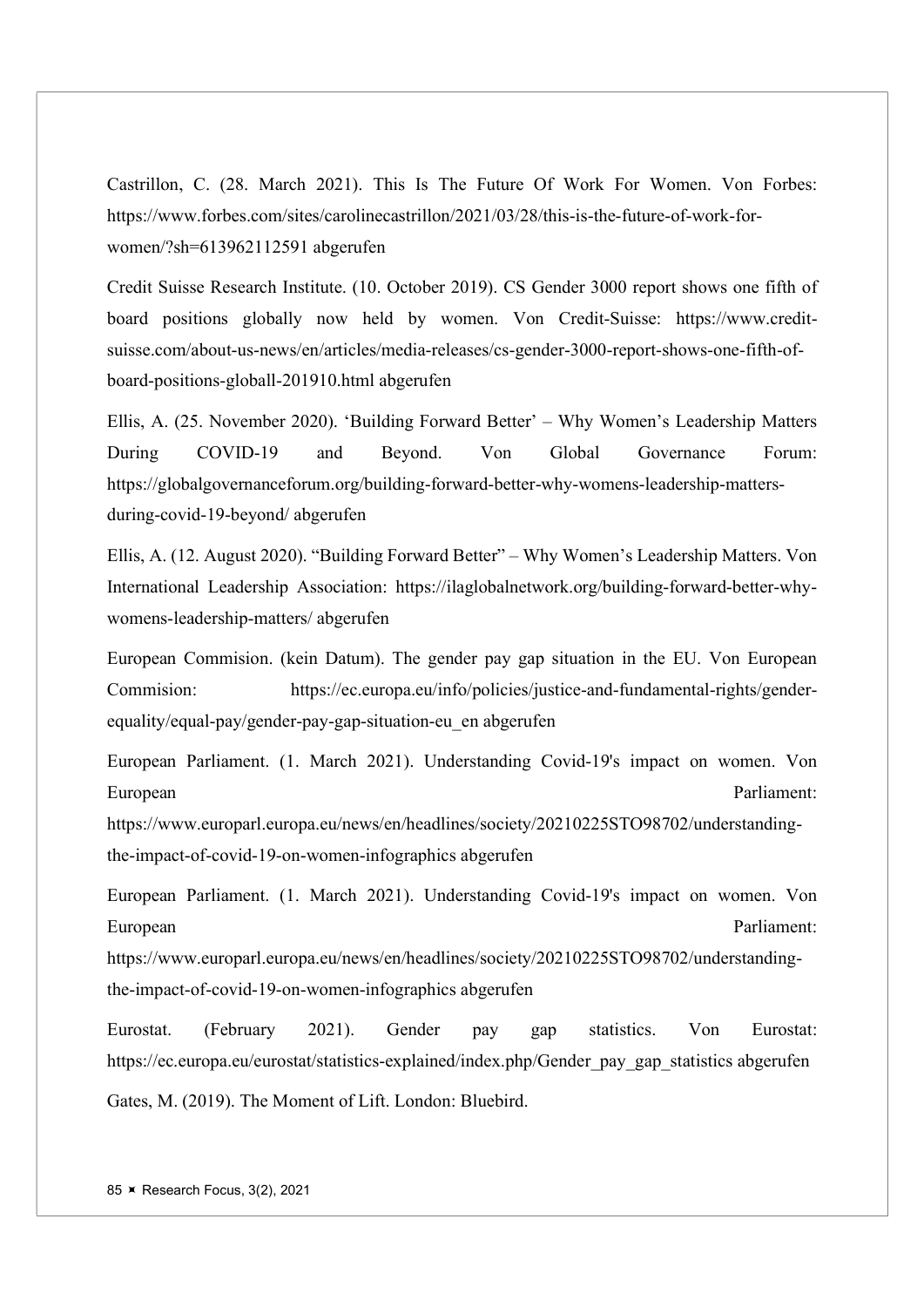Castrillon, C. (28. March 2021). This Is The Future Of Work For Women. Von Forbes: https://www.forbes.com/sites/carolinecastrillon/2021/03/28/this-is-the-future-of-work-for-women/?sh=613962112591 abgerufen

Credit Suisse Research Institute. (10. October 2019). CS Gender 3000 report shows one fifth of board positions globally now held by women. Von Credit-Suisse: https://www.credit-suisse.com/about-us-news/en/articles/media-releases/cs-gender-3000-report-shows-one-fifth-of-board-positions-globall-201910.html abgerufen

Ellis, A. (25. November 2020). 'Building Forward Better' – Why Women's Leadership Matters During COVID-19 and Beyond. Von Global Governance Forum: https://globalgovernanceforum.org/building-forward-better-why-womens-leadership-matters-during-covid-19-beyond/ abgerufen

Ellis, A. (12. August 2020). "Building Forward Better" – Why Women's Leadership Matters. Von International Leadership Association: https://ilaglobalnetwork.org/building-forward-better-why-womens-leadership-matters/ abgerufen

European Commision. (kein Datum). The gender pay gap situation in the EU. Von European Commision: https://ec.europa.eu/info/policies/justice-and-fundamental-rights/gender-equality/equal-pay/gender-pay-gap-situation-eu_en abgerufen

European Parliament. (1. March 2021). Understanding Covid-19's impact on women. Von European Parliament: https://www.europarl.europa.eu/news/en/headlines/society/20210225STO98702/understanding-the-impact-of-covid-19-on-women-infographics abgerufen

European Parliament. (1. March 2021). Understanding Covid-19's impact on women. Von European Parliament: https://www.europarl.europa.eu/news/en/headlines/society/20210225STO98702/understanding-the-impact-of-covid-19-on-women-infographics abgerufen

Eurostat. (February 2021). Gender pay gap statistics. Von Eurostat: https://ec.europa.eu/eurostat/statistics-explained/index.php/Gender_pay_gap_statistics abgerufen

Gates, M. (2019). The Moment of Lift. London: Bluebird.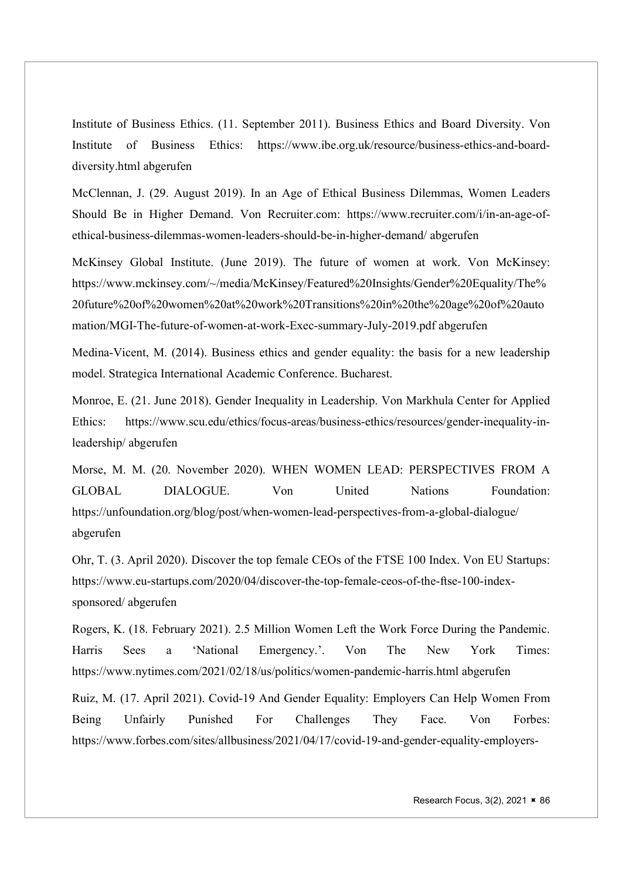Institute of Business Ethics. (11. September 2011). Business Ethics and Board Diversity. Von Institute of Business Ethics: https://www.ibe.org.uk/resource/business-ethics-and-board-diversity.html abgerufen

McClennan, J. (29. August 2019). In an Age of Ethical Business Dilemmas, Women Leaders Should Be in Higher Demand. Von Recruiter.com: https://www.recruiter.com/i/in-an-age-of-ethical-business-dilemmas-women-leaders-should-be-in-higher-demand/ abgerufen

McKinsey Global Institute. (June 2019). The future of women at work. Von McKinsey: https://www.mckinsey.com/~/media/McKinsey/Featured%20Insights/Gender%20Equality/The%20future%20of%20women%20at%20work%20Transitions%20in%20the%20age%20of%20automation/MGI-The-future-of-women-at-work-Exec-summary-July-2019.pdf abgerufen

Medina-Vicent, M. (2014). Business ethics and gender equality: the basis for a new leadership model. Strategica International Academic Conference. Bucharest.

Monroe, E. (21. June 2018). Gender Inequality in Leadership. Von Markhula Center for Applied Ethics: https://www.scu.edu/ethics/focus-areas/business-ethics/resources/gender-inequality-in-leadership/ abgerufen

Morse, M. M. (20. November 2020). WHEN WOMEN LEAD: PERSPECTIVES FROM A GLOBAL DIALOGUE. Von United Nations Foundation: https://unfoundation.org/blog/post/when-women-lead-perspectives-from-a-global-dialogue/ abgerufen

Ohr, T. (3. April 2020). Discover the top female CEOs of the FTSE 100 Index. Von EU Startups: https://www.eu-startups.com/2020/04/discover-the-top-female-ceos-of-the-ftse-100-index-sponsored/ abgerufen

Rogers, K. (18. February 2021). 2.5 Million Women Left the Work Force During the Pandemic. Harris Sees a 'National Emergency.'. Von The New York Times: https://www.nytimes.com/2021/02/18/us/politics/women-pandemic-harris.html abgerufen

Ruiz, M. (17. April 2021). Covid-19 And Gender Equality: Employers Can Help Women From Being Unfairly Punished For Challenges They Face. Von Forbes: https://www.forbes.com/sites/allbusiness/2021/04/17/covid-19-and-gender-equality-employers-